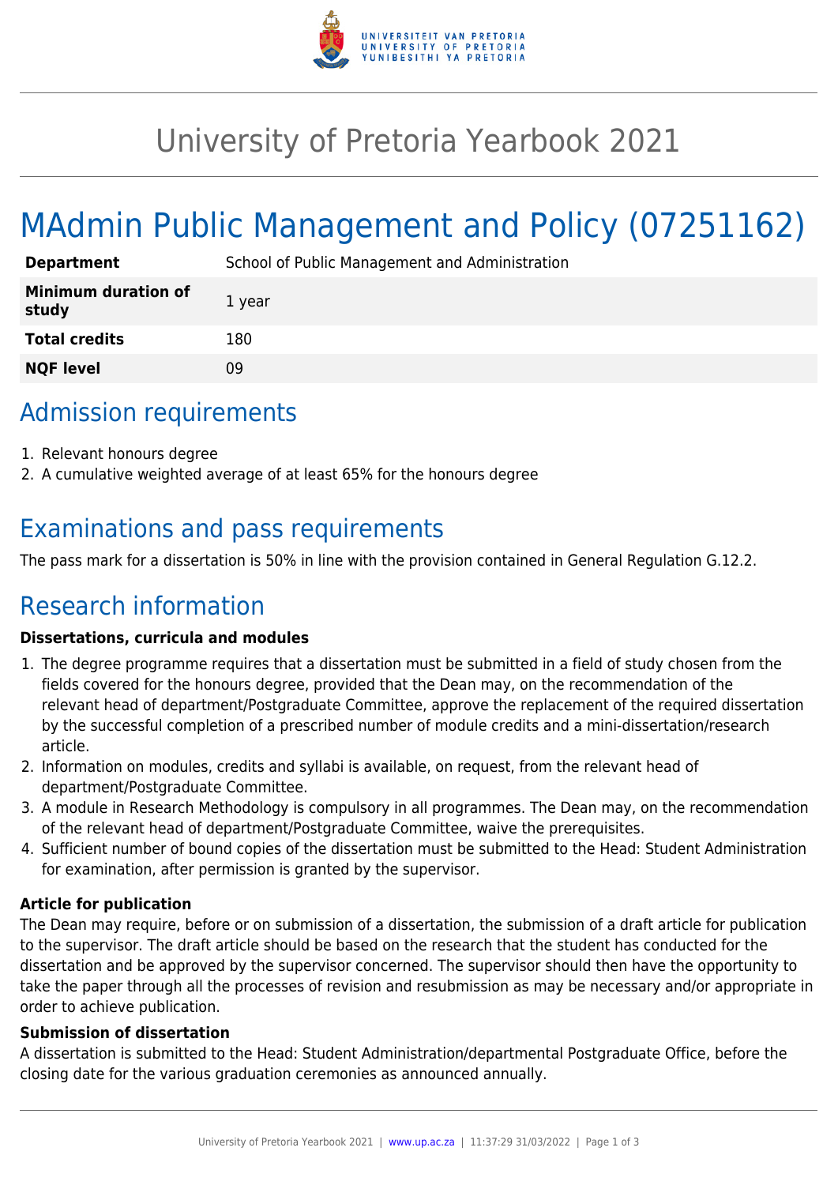# University of Pretoria Yearbook 2021

# MAdmin Public Management and Policy (07251162)

| **Department** | School of Public Management and Administration |
| --- | --- |
| **Minimum duration of study** | 1 year |
| **Total credits** | 180 |
| **NQF level** | 09 |

## Admission requirements

1. Relevant honours degree
2. A cumulative weighted average of at least 65% for the honours degree

## Examinations and pass requirements

The pass mark for a dissertation is 50% in line with the provision contained in General Regulation G.12.2.

## Research information

**Dissertations, curricula and modules**

1. The degree programme requires that a dissertation must be submitted in a field of study chosen from the fields covered for the honours degree, provided that the Dean may, on the recommendation of the relevant head of department/Postgraduate Committee, approve the replacement of the required dissertation by the successful completion of a prescribed number of module credits and a mini-dissertation/research article.
2. Information on modules, credits and syllabi is available, on request, from the relevant head of department/Postgraduate Committee.
3. A module in Research Methodology is compulsory in all programmes. The Dean may, on the recommendation of the relevant head of department/Postgraduate Committee, waive the prerequisites.
4. Sufficient number of bound copies of the dissertation must be submitted to the Head: Student Administration for examination, after permission is granted by the supervisor.

**Article for publication**

The Dean may require, before or on submission of a dissertation, the submission of a draft article for publication to the supervisor. The draft article should be based on the research that the student has conducted for the dissertation and be approved by the supervisor concerned. The supervisor should then have the opportunity to take the paper through all the processes of revision and resubmission as may be necessary and/or appropriate in order to achieve publication.

**Submission of dissertation**

A dissertation is submitted to the Head: Student Administration/departmental Postgraduate Office, before the closing date for the various graduation ceremonies as announced annually.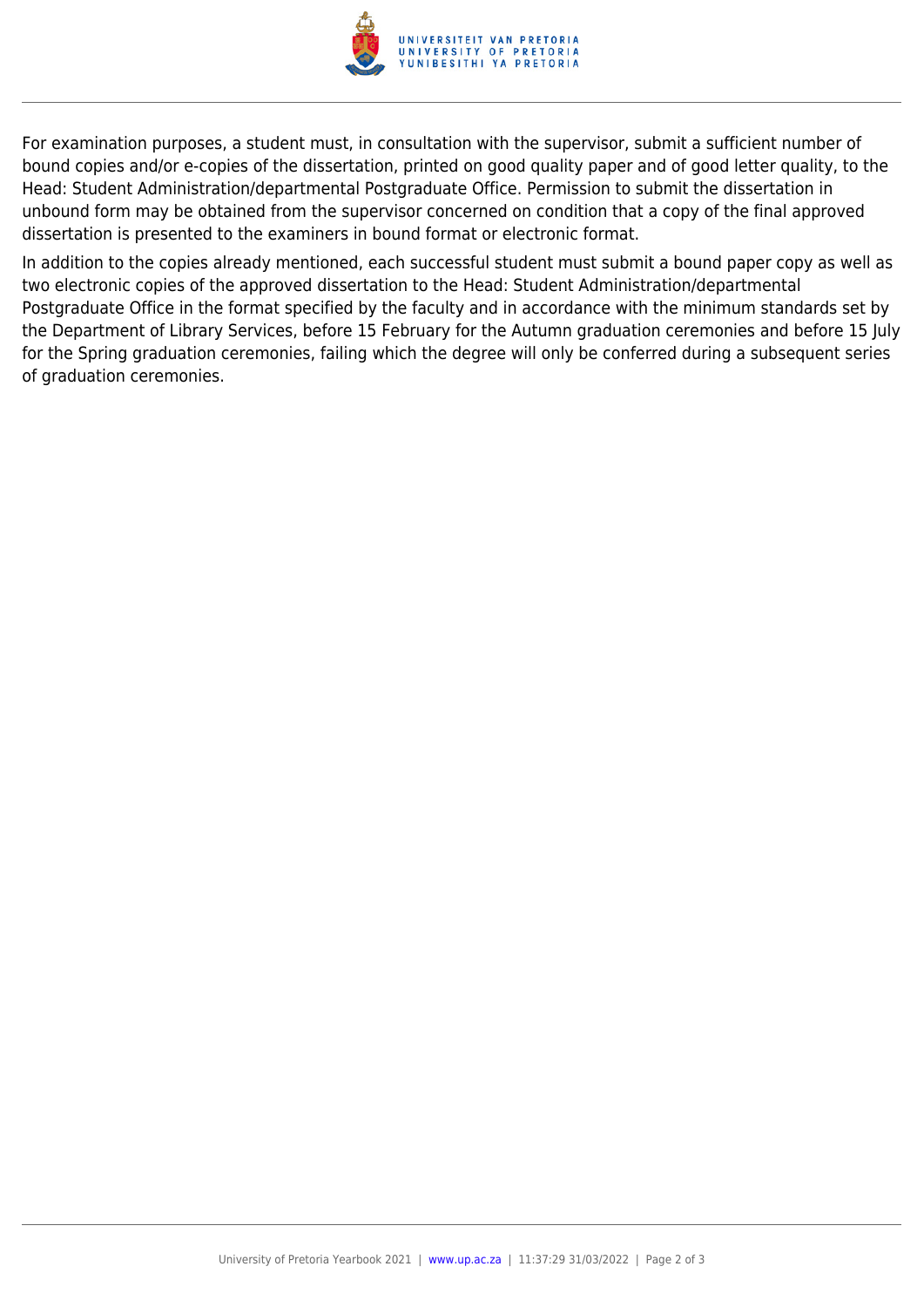For examination purposes, a student must, in consultation with the supervisor, submit a sufficient number of bound copies and/or e-copies of the dissertation, printed on good quality paper and of good letter quality, to the Head: Student Administration/departmental Postgraduate Office. Permission to submit the dissertation in unbound form may be obtained from the supervisor concerned on condition that a copy of the final approved dissertation is presented to the examiners in bound format or electronic format.

In addition to the copies already mentioned, each successful student must submit a bound paper copy as well as two electronic copies of the approved dissertation to the Head: Student Administration/departmental Postgraduate Office in the format specified by the faculty and in accordance with the minimum standards set by the Department of Library Services, before 15 February for the Autumn graduation ceremonies and before 15 July for the Spring graduation ceremonies, failing which the degree will only be conferred during a subsequent series of graduation ceremonies.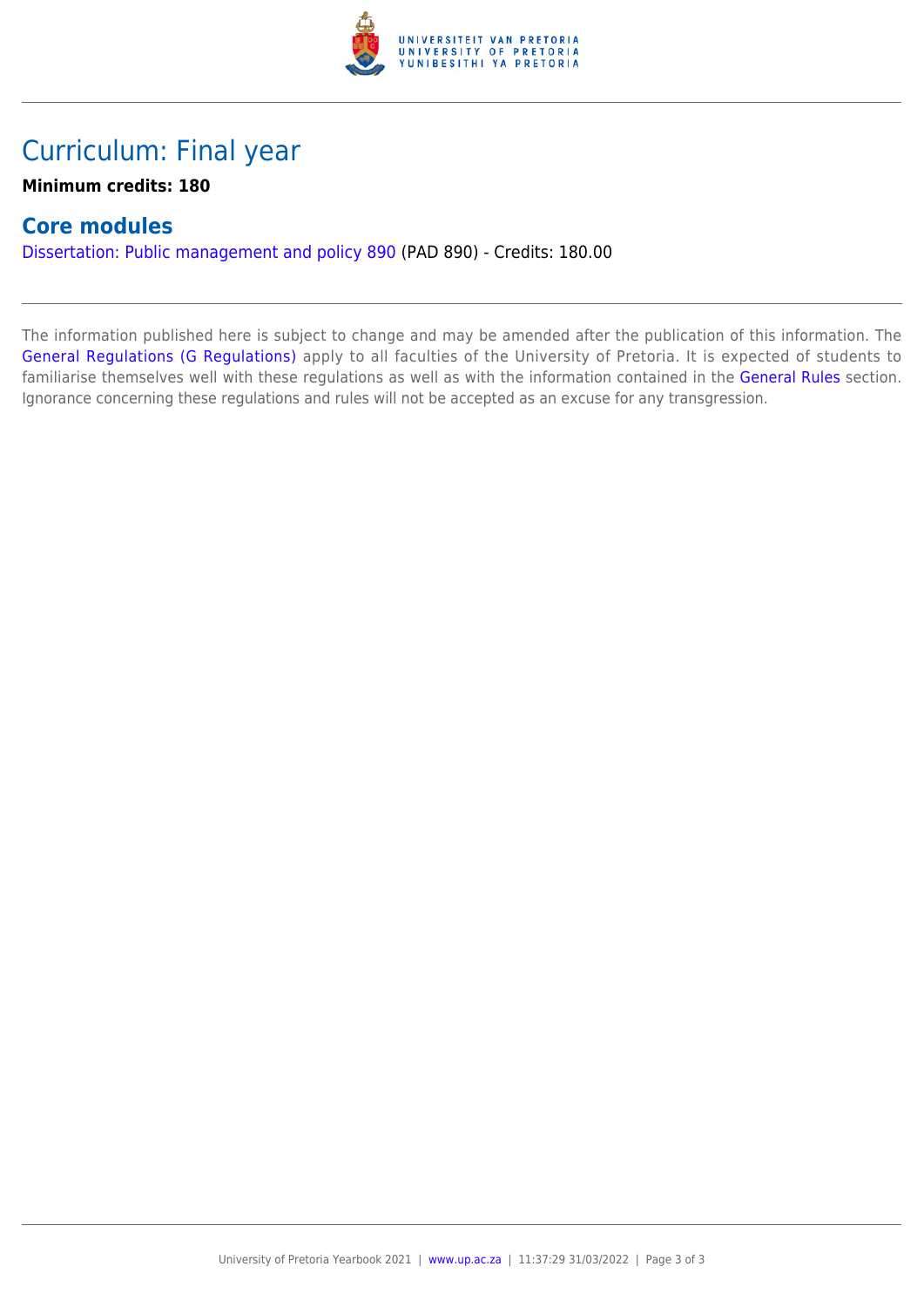## Curriculum: Final year

**Minimum credits: 180**

### Core modules

Dissertation: Public management and policy 890 (PAD 890) - Credits: 180.00

The information published here is subject to change and may be amended after the publication of this information. The General Regulations (G Regulations) apply to all faculties of the University of Pretoria. It is expected of students to familiarise themselves well with these regulations as well as with the information contained in the General Rules section. Ignorance concerning these regulations and rules will not be accepted as an excuse for any transgression.